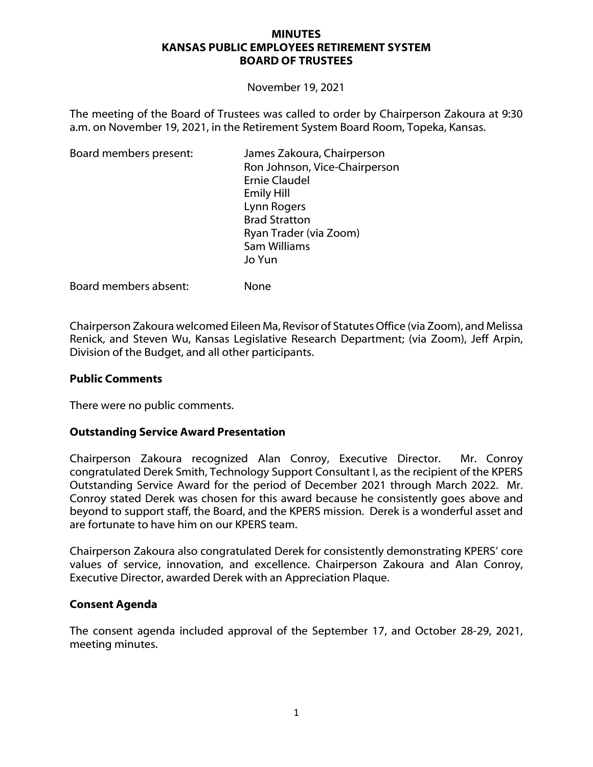# MINUTES
# KANSAS PUBLIC EMPLOYEES RETIREMENT SYSTEM
# BOARD OF TRUSTEES

November 19, 2021

The meeting of the Board of Trustees was called to order by Chairperson Zakoura at 9:30 a.m. on November 19, 2021, in the Retirement System Board Room, Topeka, Kansas.

Board members present:

- James Zakoura, Chairperson
- Ron Johnson, Vice-Chairperson
- Ernie Claudel
- Emily Hill
- Lynn Rogers
- Brad Stratton
- Ryan Trader (via Zoom)
- Sam Williams
- Jo Yun

Board members absent: None

Chairperson Zakoura welcomed Eileen Ma, Revisor of Statutes Office (via Zoom), and Melissa Renick, and Steven Wu, Kansas Legislative Research Department; (via Zoom), Jeff Arpin, Division of the Budget, and all other participants.

**Public Comments**

There were no public comments.

**Outstanding Service Award Presentation**

Chairperson Zakoura recognized Alan Conroy, Executive Director. Mr. Conroy congratulated Derek Smith, Technology Support Consultant I, as the recipient of the KPERS Outstanding Service Award for the period of December 2021 through March 2022. Mr. Conroy stated Derek was chosen for this award because he consistently goes above and beyond to support staff, the Board, and the KPERS mission. Derek is a wonderful asset and are fortunate to have him on our KPERS team.

Chairperson Zakoura also congratulated Derek for consistently demonstrating KPERS' core values of service, innovation, and excellence. Chairperson Zakoura and Alan Conroy, Executive Director, awarded Derek with an Appreciation Plaque.

**Consent Agenda**

The consent agenda included approval of the September 17, and October 28-29, 2021, meeting minutes.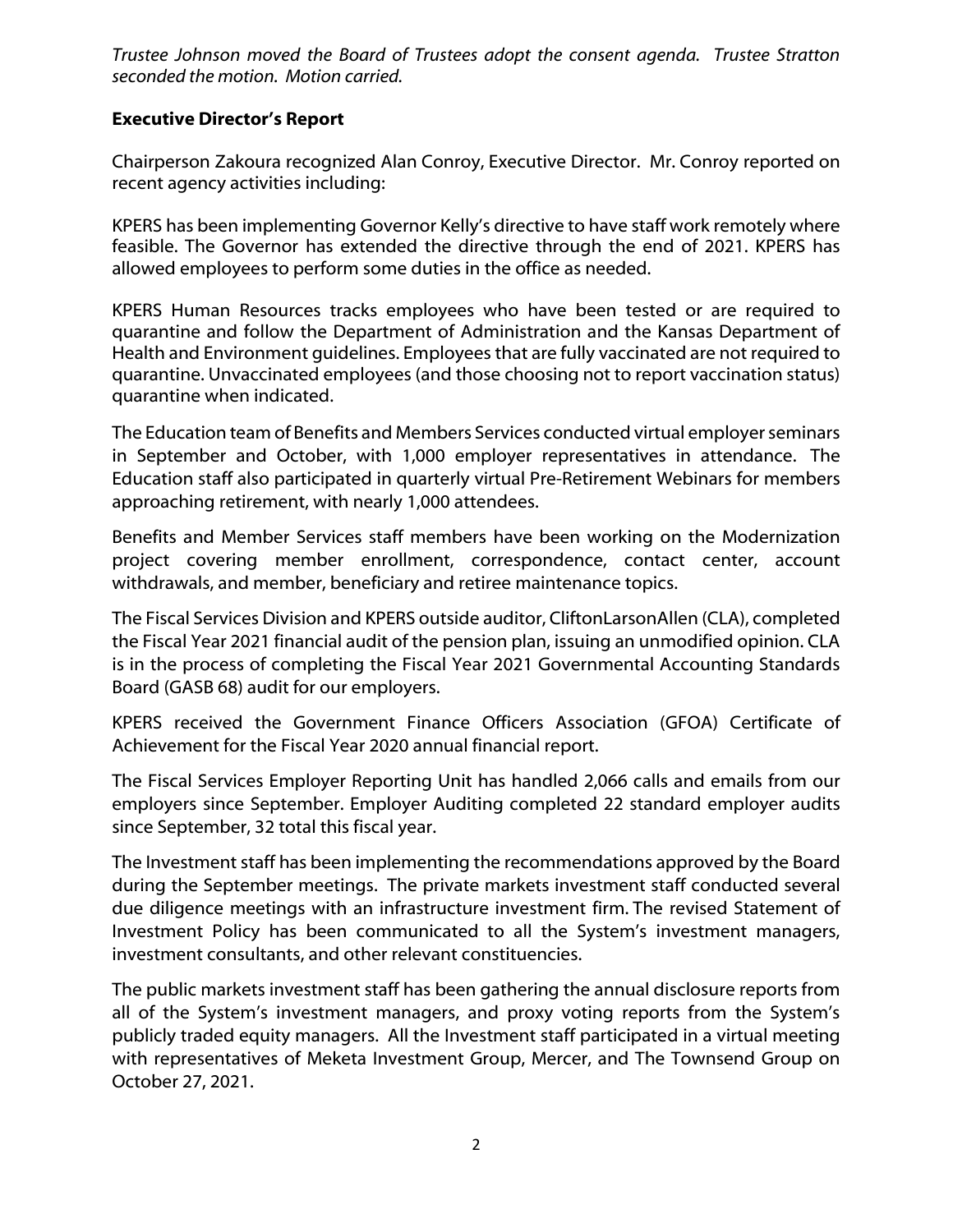*Trustee Johnson moved the Board of Trustees adopt the consent agenda. Trustee Stratton seconded the motion. Motion carried.*

## Executive Director's Report

Chairperson Zakoura recognized Alan Conroy, Executive Director. Mr. Conroy reported on recent agency activities including:

KPERS has been implementing Governor Kelly's directive to have staff work remotely where feasible. The Governor has extended the directive through the end of 2021. KPERS has allowed employees to perform some duties in the office as needed.

KPERS Human Resources tracks employees who have been tested or are required to quarantine and follow the Department of Administration and the Kansas Department of Health and Environment guidelines. Employees that are fully vaccinated are not required to quarantine. Unvaccinated employees (and those choosing not to report vaccination status) quarantine when indicated.

The Education team of Benefits and Members Services conducted virtual employer seminars in September and October, with 1,000 employer representatives in attendance. The Education staff also participated in quarterly virtual Pre-Retirement Webinars for members approaching retirement, with nearly 1,000 attendees.

Benefits and Member Services staff members have been working on the Modernization project covering member enrollment, correspondence, contact center, account withdrawals, and member, beneficiary and retiree maintenance topics.

The Fiscal Services Division and KPERS outside auditor, CliftonLarsonAllen (CLA), completed the Fiscal Year 2021 financial audit of the pension plan, issuing an unmodified opinion. CLA is in the process of completing the Fiscal Year 2021 Governmental Accounting Standards Board (GASB 68) audit for our employers.

KPERS received the Government Finance Officers Association (GFOA) Certificate of Achievement for the Fiscal Year 2020 annual financial report.

The Fiscal Services Employer Reporting Unit has handled 2,066 calls and emails from our employers since September. Employer Auditing completed 22 standard employer audits since September, 32 total this fiscal year.

The Investment staff has been implementing the recommendations approved by the Board during the September meetings. The private markets investment staff conducted several due diligence meetings with an infrastructure investment firm. The revised Statement of Investment Policy has been communicated to all the System's investment managers, investment consultants, and other relevant constituencies.

The public markets investment staff has been gathering the annual disclosure reports from all of the System's investment managers, and proxy voting reports from the System's publicly traded equity managers. All the Investment staff participated in a virtual meeting with representatives of Meketa Investment Group, Mercer, and The Townsend Group on October 27, 2021.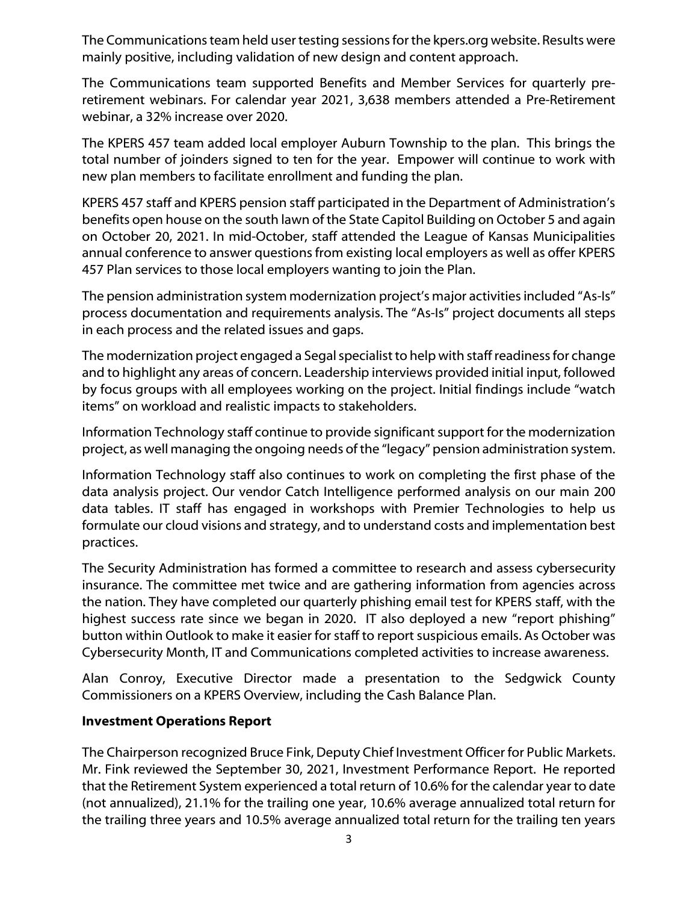The Communications team held user testing sessions for the kpers.org website. Results were mainly positive, including validation of new design and content approach.

The Communications team supported Benefits and Member Services for quarterly pre-retirement webinars. For calendar year 2021, 3,638 members attended a Pre-Retirement webinar, a 32% increase over 2020.

The KPERS 457 team added local employer Auburn Township to the plan. This brings the total number of joinders signed to ten for the year. Empower will continue to work with new plan members to facilitate enrollment and funding the plan.

KPERS 457 staff and KPERS pension staff participated in the Department of Administration's benefits open house on the south lawn of the State Capitol Building on October 5 and again on October 20, 2021. In mid-October, staff attended the League of Kansas Municipalities annual conference to answer questions from existing local employers as well as offer KPERS 457 Plan services to those local employers wanting to join the Plan.

The pension administration system modernization project's major activities included "As-Is" process documentation and requirements analysis. The "As-Is" project documents all steps in each process and the related issues and gaps.

The modernization project engaged a Segal specialist to help with staff readiness for change and to highlight any areas of concern. Leadership interviews provided initial input, followed by focus groups with all employees working on the project. Initial findings include "watch items" on workload and realistic impacts to stakeholders.

Information Technology staff continue to provide significant support for the modernization project, as well managing the ongoing needs of the "legacy" pension administration system.

Information Technology staff also continues to work on completing the first phase of the data analysis project. Our vendor Catch Intelligence performed analysis on our main 200 data tables. IT staff has engaged in workshops with Premier Technologies to help us formulate our cloud visions and strategy, and to understand costs and implementation best practices.

The Security Administration has formed a committee to research and assess cybersecurity insurance. The committee met twice and are gathering information from agencies across the nation. They have completed our quarterly phishing email test for KPERS staff, with the highest success rate since we began in 2020. IT also deployed a new "report phishing" button within Outlook to make it easier for staff to report suspicious emails. As October was Cybersecurity Month, IT and Communications completed activities to increase awareness.

Alan Conroy, Executive Director made a presentation to the Sedgwick County Commissioners on a KPERS Overview, including the Cash Balance Plan.

**Investment Operations Report**

The Chairperson recognized Bruce Fink, Deputy Chief Investment Officer for Public Markets. Mr. Fink reviewed the September 30, 2021, Investment Performance Report. He reported that the Retirement System experienced a total return of 10.6% for the calendar year to date (not annualized), 21.1% for the trailing one year, 10.6% average annualized total return for the trailing three years and 10.5% average annualized total return for the trailing ten years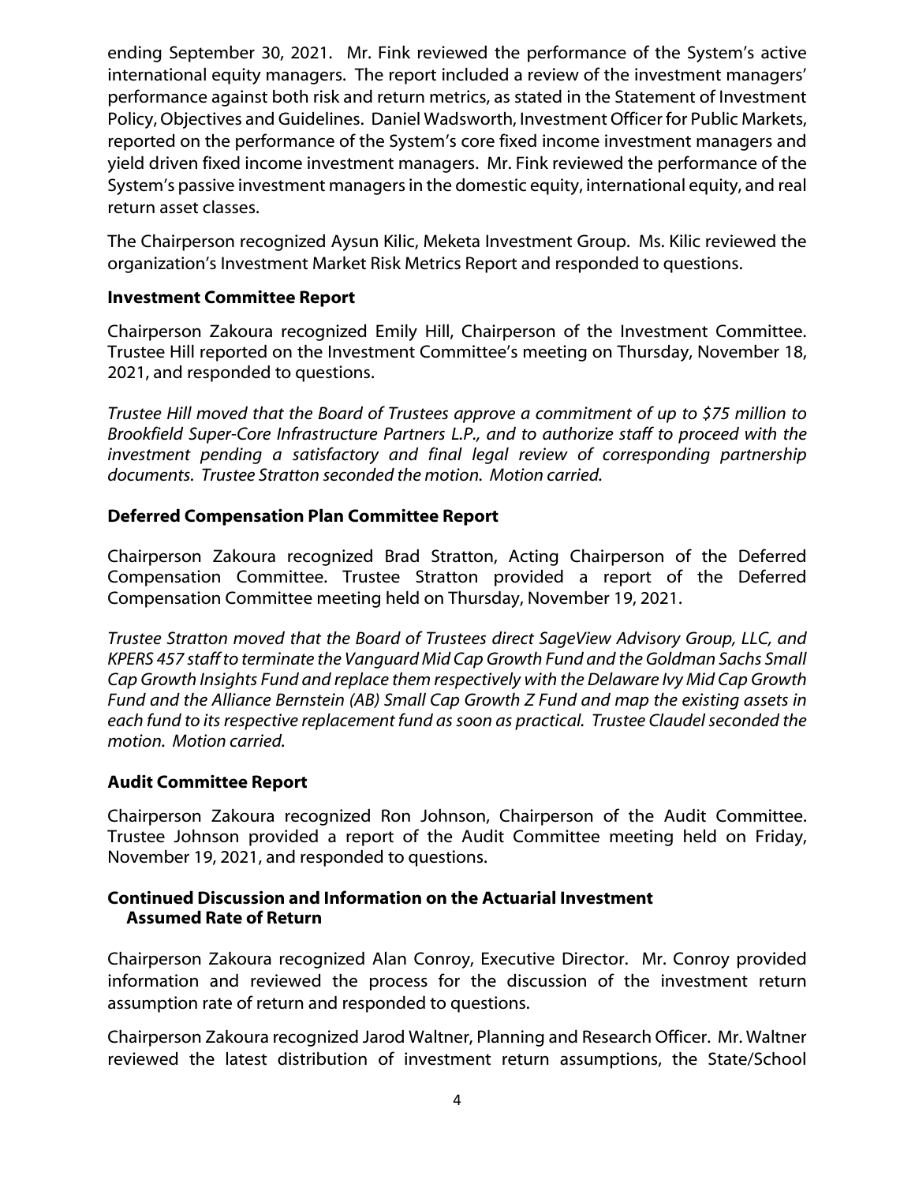ending September 30, 2021. Mr. Fink reviewed the performance of the System's active international equity managers. The report included a review of the investment managers' performance against both risk and return metrics, as stated in the Statement of Investment Policy, Objectives and Guidelines. Daniel Wadsworth, Investment Officer for Public Markets, reported on the performance of the System's core fixed income investment managers and yield driven fixed income investment managers. Mr. Fink reviewed the performance of the System's passive investment managers in the domestic equity, international equity, and real return asset classes.

The Chairperson recognized Aysun Kilic, Meketa Investment Group. Ms. Kilic reviewed the organization's Investment Market Risk Metrics Report and responded to questions.

**Investment Committee Report**

Chairperson Zakoura recognized Emily Hill, Chairperson of the Investment Committee. Trustee Hill reported on the Investment Committee's meeting on Thursday, November 18, 2021, and responded to questions.

*Trustee Hill moved that the Board of Trustees approve a commitment of up to $75 million to Brookfield Super-Core Infrastructure Partners L.P., and to authorize staff to proceed with the investment pending a satisfactory and final legal review of corresponding partnership documents. Trustee Stratton seconded the motion. Motion carried.*

**Deferred Compensation Plan Committee Report**

Chairperson Zakoura recognized Brad Stratton, Acting Chairperson of the Deferred Compensation Committee. Trustee Stratton provided a report of the Deferred Compensation Committee meeting held on Thursday, November 19, 2021.

*Trustee Stratton moved that the Board of Trustees direct SageView Advisory Group, LLC, and KPERS 457 staff to terminate the Vanguard Mid Cap Growth Fund and the Goldman Sachs Small Cap Growth Insights Fund and replace them respectively with the Delaware Ivy Mid Cap Growth Fund and the Alliance Bernstein (AB) Small Cap Growth Z Fund and map the existing assets in each fund to its respective replacement fund as soon as practical. Trustee Claudel seconded the motion. Motion carried.*

**Audit Committee Report**

Chairperson Zakoura recognized Ron Johnson, Chairperson of the Audit Committee. Trustee Johnson provided a report of the Audit Committee meeting held on Friday, November 19, 2021, and responded to questions.

**Continued Discussion and Information on the Actuarial Investment Assumed Rate of Return**

Chairperson Zakoura recognized Alan Conroy, Executive Director. Mr. Conroy provided information and reviewed the process for the discussion of the investment return assumption rate of return and responded to questions.

Chairperson Zakoura recognized Jarod Waltner, Planning and Research Officer. Mr. Waltner reviewed the latest distribution of investment return assumptions, the State/School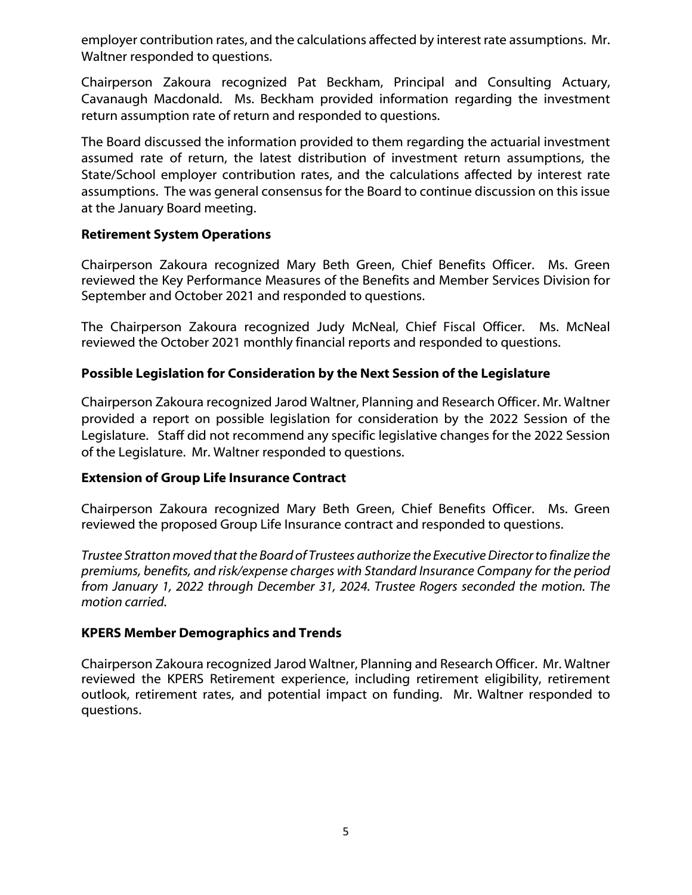employer contribution rates, and the calculations affected by interest rate assumptions. Mr. Waltner responded to questions.

Chairperson Zakoura recognized Pat Beckham, Principal and Consulting Actuary, Cavanaugh Macdonald. Ms. Beckham provided information regarding the investment return assumption rate of return and responded to questions.

The Board discussed the information provided to them regarding the actuarial investment assumed rate of return, the latest distribution of investment return assumptions, the State/School employer contribution rates, and the calculations affected by interest rate assumptions. The was general consensus for the Board to continue discussion on this issue at the January Board meeting.

**Retirement System Operations**

Chairperson Zakoura recognized Mary Beth Green, Chief Benefits Officer. Ms. Green reviewed the Key Performance Measures of the Benefits and Member Services Division for September and October 2021 and responded to questions.

The Chairperson Zakoura recognized Judy McNeal, Chief Fiscal Officer. Ms. McNeal reviewed the October 2021 monthly financial reports and responded to questions.

**Possible Legislation for Consideration by the Next Session of the Legislature**

Chairperson Zakoura recognized Jarod Waltner, Planning and Research Officer. Mr. Waltner provided a report on possible legislation for consideration by the 2022 Session of the Legislature. Staff did not recommend any specific legislative changes for the 2022 Session of the Legislature. Mr. Waltner responded to questions.

**Extension of Group Life Insurance Contract**

Chairperson Zakoura recognized Mary Beth Green, Chief Benefits Officer. Ms. Green reviewed the proposed Group Life Insurance contract and responded to questions.

*Trustee Stratton moved that the Board of Trustees authorize the Executive Director to finalize the premiums, benefits, and risk/expense charges with Standard Insurance Company for the period from January 1, 2022 through December 31, 2024. Trustee Rogers seconded the motion. The motion carried.*

**KPERS Member Demographics and Trends**

Chairperson Zakoura recognized Jarod Waltner, Planning and Research Officer. Mr. Waltner reviewed the KPERS Retirement experience, including retirement eligibility, retirement outlook, retirement rates, and potential impact on funding. Mr. Waltner responded to questions.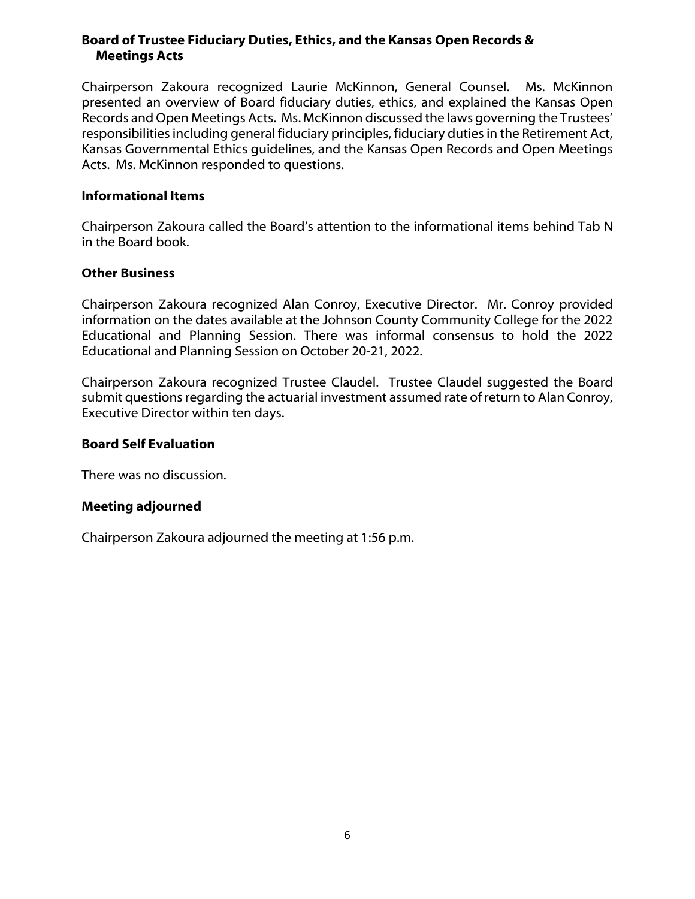**Board of Trustee Fiduciary Duties, Ethics, and the Kansas Open Records & Meetings Acts**

Chairperson Zakoura recognized Laurie McKinnon, General Counsel. Ms. McKinnon presented an overview of Board fiduciary duties, ethics, and explained the Kansas Open Records and Open Meetings Acts. Ms. McKinnon discussed the laws governing the Trustees' responsibilities including general fiduciary principles, fiduciary duties in the Retirement Act, Kansas Governmental Ethics guidelines, and the Kansas Open Records and Open Meetings Acts. Ms. McKinnon responded to questions.

**Informational Items**

Chairperson Zakoura called the Board's attention to the informational items behind Tab N in the Board book.

**Other Business**

Chairperson Zakoura recognized Alan Conroy, Executive Director. Mr. Conroy provided information on the dates available at the Johnson County Community College for the 2022 Educational and Planning Session. There was informal consensus to hold the 2022 Educational and Planning Session on October 20-21, 2022.

Chairperson Zakoura recognized Trustee Claudel. Trustee Claudel suggested the Board submit questions regarding the actuarial investment assumed rate of return to Alan Conroy, Executive Director within ten days.

**Board Self Evaluation**

There was no discussion.

**Meeting adjourned**

Chairperson Zakoura adjourned the meeting at 1:56 p.m.